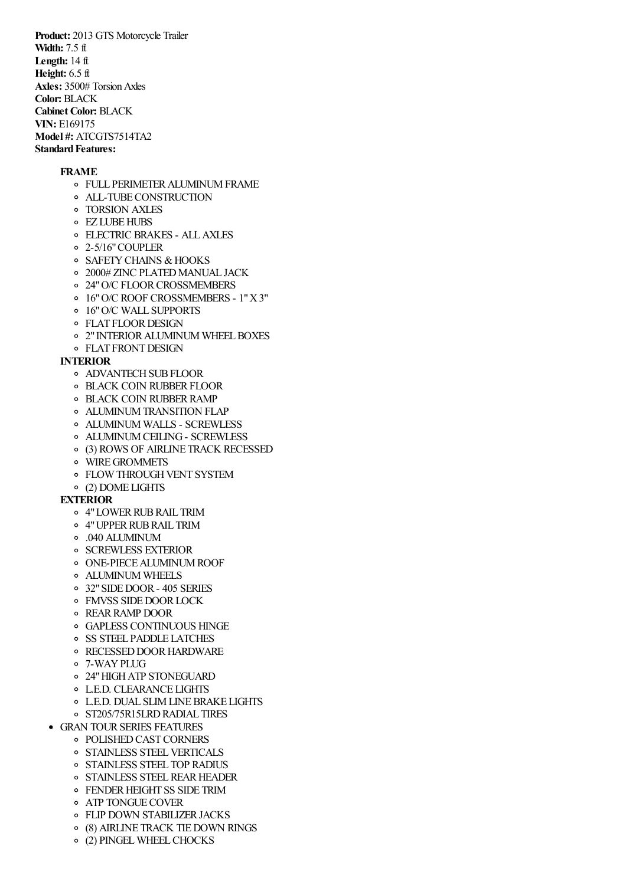**Product:** 2013 GTS Motorcycle Trailer
**Width:** 7.5 ft
**Length:** 14 ft
**Height:** 6.5 ft
**Axles:** 3500# Torsion Axles
**Color:** BLACK
**Cabinet Color:** BLACK
**VIN:** E169175
**Model #:** ATCGTS7514TA2
**Standard Features:**

- **FRAME**
  - FULL PERIMETER ALUMINUM FRAME
  - ALL-TUBE CONSTRUCTION
  - TORSION AXLES
  - EZ LUBE HUBS
  - ELECTRIC BRAKES - ALL AXLES
  - 2-5/16" COUPLER
  - SAFETY CHAINS & HOOKS
  - 2000# ZINC PLATED MANUAL JACK
  - 24" O/C FLOOR CROSSMEMBERS
  - 16" O/C ROOF CROSSMEMBERS - 1" X 3"
  - 16" O/C WALL SUPPORTS
  - FLAT FLOOR DESIGN
  - 2" INTERIOR ALUMINUM WHEEL BOXES
  - FLAT FRONT DESIGN
- **INTERIOR**
  - ADVANTECH SUB FLOOR
  - BLACK COIN RUBBER FLOOR
  - BLACK COIN RUBBER RAMP
  - ALUMINUM TRANSITION FLAP
  - ALUMINUM WALLS - SCREWLESS
  - ALUMINUM CEILING - SCREWLESS
  - (3) ROWS OF AIRLINE TRACK RECESSED
  - WIRE GROMMETS
  - FLOW THROUGH VENT SYSTEM
  - (2) DOME LIGHTS
- **EXTERIOR**
  - 4" LOWER RUB RAIL TRIM
  - 4" UPPER RUB RAIL TRIM
  - .040 ALUMINUM
  - SCREWLESS EXTERIOR
  - ONE-PIECE ALUMINUM ROOF
  - ALUMINUM WHEELS
  - 32" SIDE DOOR - 405 SERIES
  - FMVSS SIDE DOOR LOCK
  - REAR RAMP DOOR
  - GAPLESS CONTINUOUS HINGE
  - SS STEEL PADDLE LATCHES
  - RECESSED DOOR HARDWARE
  - 7-WAY PLUG
  - 24" HIGH ATP STONEGUARD
  - L.E.D. CLEARANCE LIGHTS
  - L.E.D. DUAL SLIM LINE BRAKE LIGHTS
  - ST205/75R15LRD RADIAL TIRES
- GRAN TOUR SERIES FEATURES
  - POLISHED CAST CORNERS
  - STAINLESS STEEL VERTICALS
  - STAINLESS STEEL TOP RADIUS
  - STAINLESS STEEL REAR HEADER
  - FENDER HEIGHT SS SIDE TRIM
  - ATP TONGUE COVER
  - FLIP DOWN STABILIZER JACKS
  - (8) AIRLINE TRACK TIE DOWN RINGS
  - (2) PINGEL WHEEL CHOCKS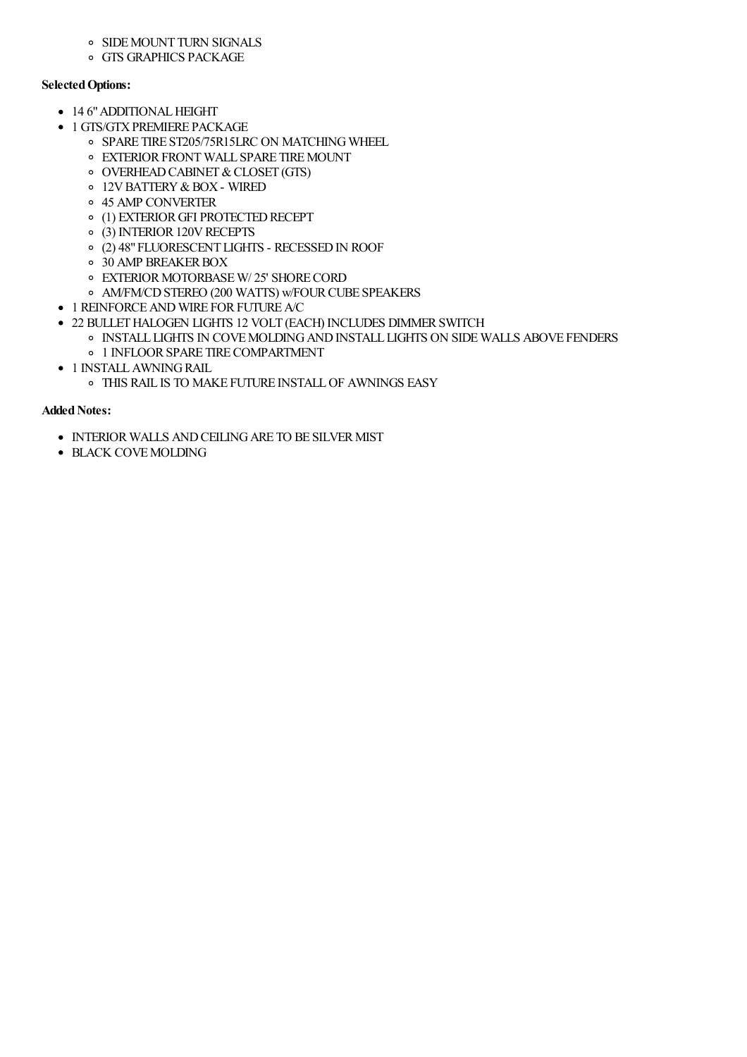- SIDE MOUNT TURN SIGNALS
    - GTS GRAPHICS PACKAGE

**Selected Options:**

- 14 6" ADDITIONAL HEIGHT
- 1 GTS/GTX PREMIERE PACKAGE
    - SPARE TIRE ST205/75R15LRC ON MATCHING WHEEL
    - EXTERIOR FRONT WALL SPARE TIRE MOUNT
    - OVERHEAD CABINET & CLOSET (GTS)
    - 12V BATTERY & BOX - WIRED
    - 45 AMP CONVERTER
    - (1) EXTERIOR GFI PROTECTED RECEPT
    - (3) INTERIOR 120V RECEPTS
    - (2) 48" FLUORESCENT LIGHTS - RECESSED IN ROOF
    - 30 AMP BREAKER BOX
    - EXTERIOR MOTORBASE W/ 25' SHORE CORD
    - AM/FM/CD STEREO (200 WATTS) w/FOUR CUBE SPEAKERS
- 1 REINFORCE AND WIRE FOR FUTURE A/C
- 22 BULLET HALOGEN LIGHTS 12 VOLT (EACH) INCLUDES DIMMER SWITCH
    - INSTALL LIGHTS IN COVE MOLDING AND INSTALL LIGHTS ON SIDE WALLS ABOVE FENDERS
    - 1 INFLOOR SPARE TIRE COMPARTMENT
- 1 INSTALL AWNING RAIL
    - THIS RAIL IS TO MAKE FUTURE INSTALL OF AWNINGS EASY

**Added Notes:**

- INTERIOR WALLS AND CEILING ARE TO BE SILVER MIST
- BLACK COVE MOLDING